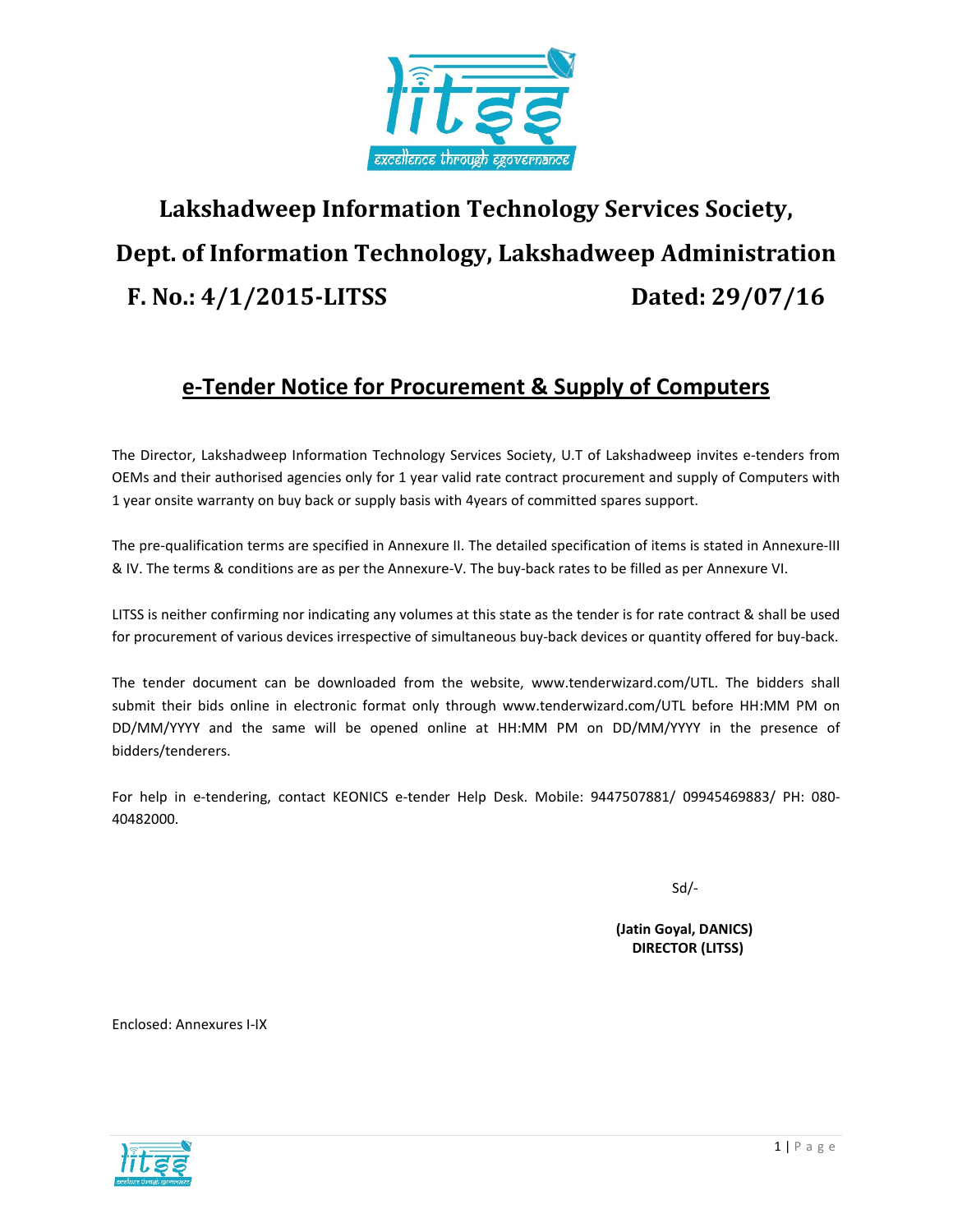# Lakshadweep Information Technology Services Society, Dept. of Information Technology, Lakshadweep Administration

**F. No.: 4/1/2015-LITSS** **Dated: 29/07/16**

## e-Tender Notice for Procurement & Supply of Computers

The Director, Lakshadweep Information Technology Services Society, U.T of Lakshadweep invites e-tenders from OEMs and their authorised agencies only for 1 year valid rate contract procurement and supply of Computers with 1 year onsite warranty on buy back or supply basis with 4years of committed spares support.

The pre-qualification terms are specified in Annexure II. The detailed specification of items is stated in Annexure-III & IV. The terms & conditions are as per the Annexure-V. The buy-back rates to be filled as per Annexure VI.

LITSS is neither confirming nor indicating any volumes at this state as the tender is for rate contract & shall be used for procurement of various devices irrespective of simultaneous buy-back devices or quantity offered for buy-back.

The tender document can be downloaded from the website, www.tenderwizard.com/UTL. The bidders shall submit their bids online in electronic format only through www.tenderwizard.com/UTL before HH:MM PM on DD/MM/YYYY and the same will be opened online at HH:MM PM on DD/MM/YYYY in the presence of bidders/tenderers.

For help in e-tendering, contact KEONICS e-tender Help Desk. Mobile: 9447507881/ 09945469883/ PH: 080-40482000.

Sd/-

**(Jatin Goyal, DANICS)**
**DIRECTOR (LITSS)**

Enclosed: Annexures I-IX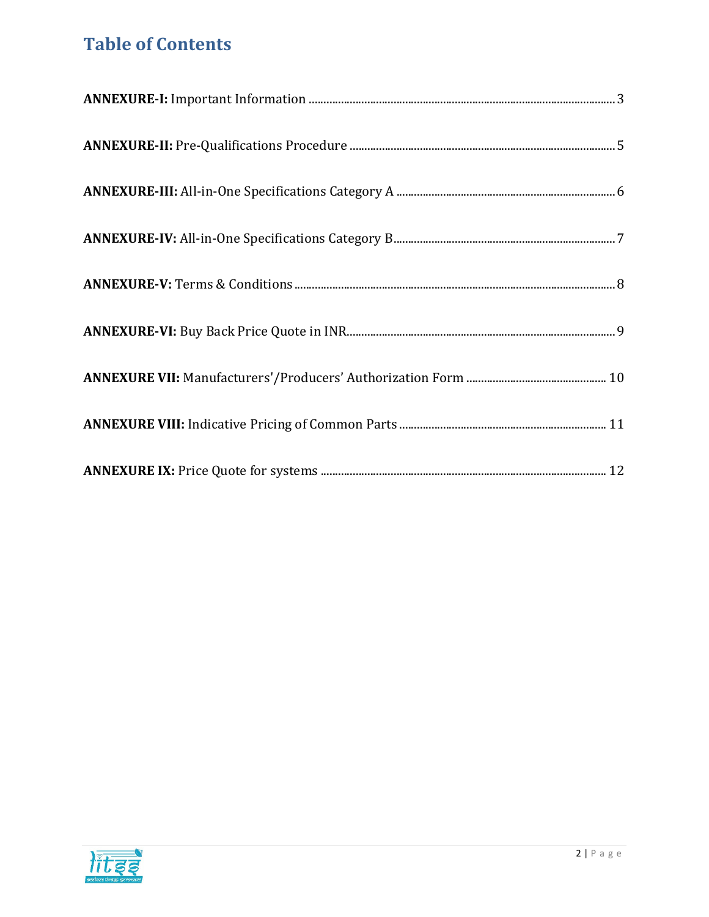# Table of Contents

**ANNEXURE-I:** Important Information ........ 3

**ANNEXURE-II:** Pre-Qualifications Procedure ........ 5

**ANNEXURE-III:** All-in-One Specifications Category A ........ 6

**ANNEXURE-IV:** All-in-One Specifications Category B ........ 7

**ANNEXURE-V:** Terms & Conditions ........ 8

**ANNEXURE-VI:** Buy Back Price Quote in INR ........ 9

**ANNEXURE VII:** Manufacturers'/Producers' Authorization Form ........ 10

**ANNEXURE VIII:** Indicative Pricing of Common Parts ........ 11

**ANNEXURE IX:** Price Quote for systems ........ 12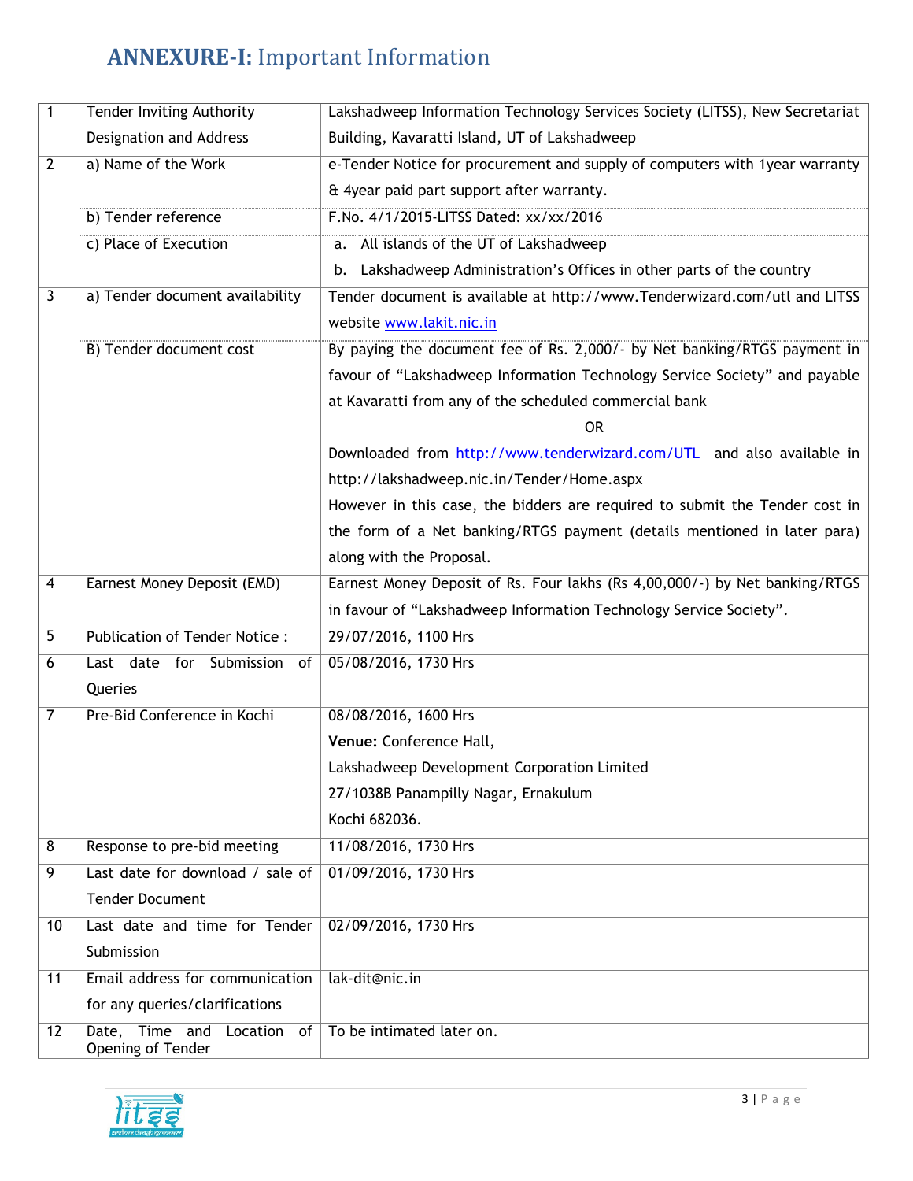# **ANNEXURE-I:** Important Information

| | | |
|---|---|---|
| 1 | Tender Inviting Authority Designation and Address | Lakshadweep Information Technology Services Society (LITSS), New Secretariat Building, Kavaratti Island, UT of Lakshadweep |
| 2 | a) Name of the Work | e-Tender Notice for procurement and supply of computers with 1year warranty & 4year paid part support after warranty. |
| | b) Tender reference | F.No. 4/1/2015-LITSS Dated: xx/xx/2016 |
| | c) Place of Execution | a. All islands of the UT of Lakshadweep<br>b. Lakshadweep Administration's Offices in other parts of the country |
| 3 | a) Tender document availability | Tender document is available at http://www.Tenderwizard.com/utl and LITSS website www.lakit.nic.in |
| | B) Tender document cost | By paying the document fee of Rs. 2,000/- by Net banking/RTGS payment in favour of "Lakshadweep Information Technology Service Society" and payable at Kavaratti from any of the scheduled commercial bank<br>OR<br>Downloaded from http://www.tenderwizard.com/UTL and also available in http://lakshadweep.nic.in/Tender/Home.aspx<br>However in this case, the bidders are required to submit the Tender cost in the form of a Net banking/RTGS payment (details mentioned in later para) along with the Proposal. |
| 4 | Earnest Money Deposit (EMD) | Earnest Money Deposit of Rs. Four lakhs (Rs 4,00,000/-) by Net banking/RTGS in favour of "Lakshadweep Information Technology Service Society". |
| 5 | Publication of Tender Notice : | 29/07/2016, 1100 Hrs |
| 6 | Last date for Submission of Queries | 05/08/2016, 1730 Hrs |
| 7 | Pre-Bid Conference in Kochi | 08/08/2016, 1600 Hrs<br>**Venue:** Conference Hall,<br>Lakshadweep Development Corporation Limited<br>27/1038B Panampilly Nagar, Ernakulum<br>Kochi 682036. |
| 8 | Response to pre-bid meeting | 11/08/2016, 1730 Hrs |
| 9 | Last date for download / sale of Tender Document | 01/09/2016, 1730 Hrs |
| 10 | Last date and time for Tender Submission | 02/09/2016, 1730 Hrs |
| 11 | Email address for communication for any queries/clarifications | lak-dit@nic.in |
| 12 | Date, Time and Location of Opening of Tender | To be intimated later on. |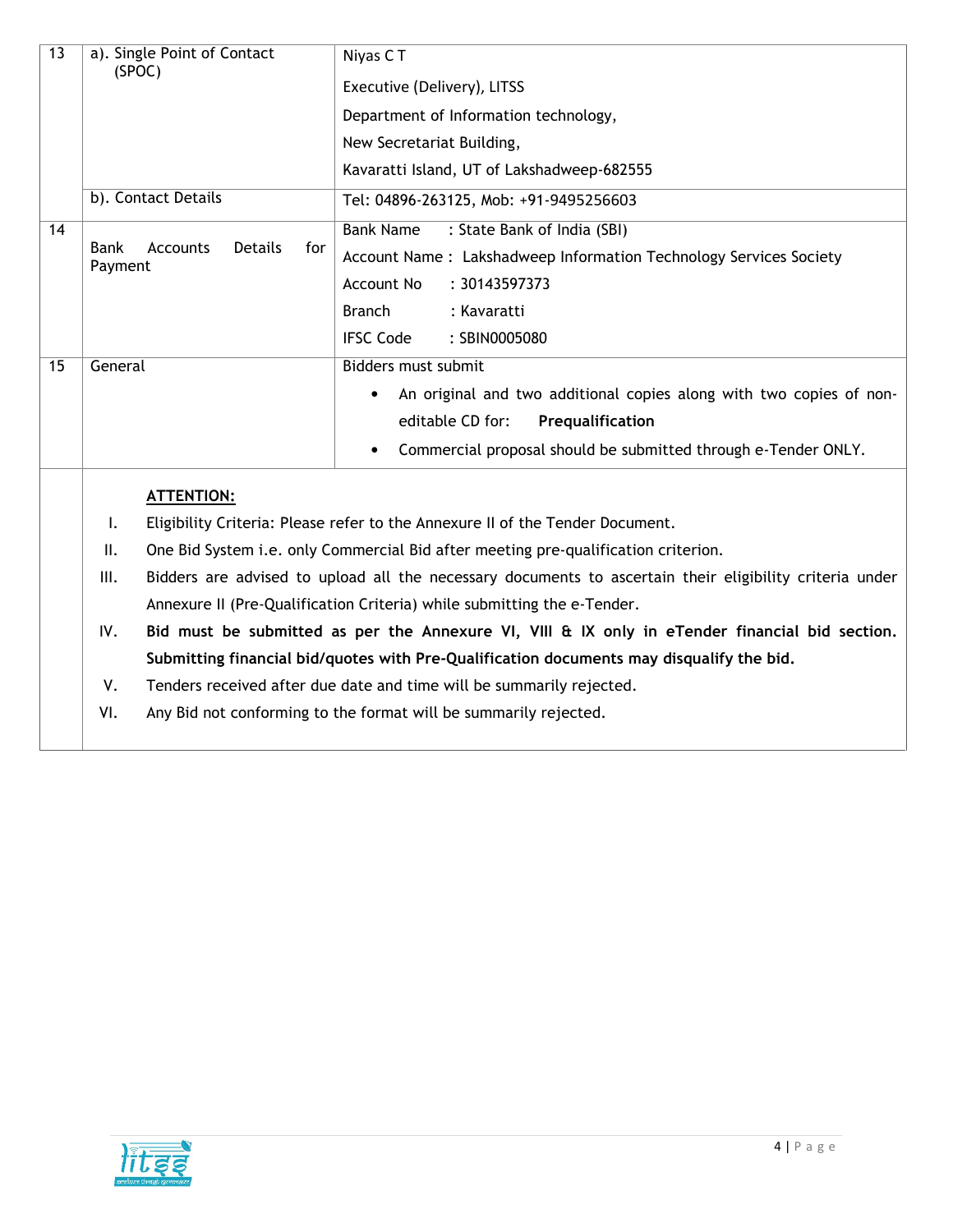| | | |
|---|---|---|
| 13 | a). Single Point of Contact (SPOC) | Niyas C T<br>Executive (Delivery), LITSS<br>Department of Information technology,<br>New Secretariat Building,<br>Kavaratti Island, UT of Lakshadweep-682555 |
| | b). Contact Details | Tel: 04896-263125, Mob: +91-9495256603 |
| 14 | Bank Accounts Details for Payment | Bank Name : State Bank of India (SBI)<br>Account Name : Lakshadweep Information Technology Services Society<br>Account No : 30143597373<br>Branch : Kavaratti<br>IFSC Code : SBIN0005080 |
| 15 | General | Bidders must submit<br>• An original and two additional copies along with two copies of non-editable CD for: **Prequalification**<br>• Commercial proposal should be submitted through e-Tender ONLY. |

**ATTENTION:**

I. Eligibility Criteria: Please refer to the Annexure II of the Tender Document.

II. One Bid System i.e. only Commercial Bid after meeting pre-qualification criterion.

III. Bidders are advised to upload all the necessary documents to ascertain their eligibility criteria under Annexure II (Pre-Qualification Criteria) while submitting the e-Tender.

IV. **Bid must be submitted as per the Annexure VI, VIII & IX only in eTender financial bid section. Submitting financial bid/quotes with Pre-Qualification documents may disqualify the bid.**

V. Tenders received after due date and time will be summarily rejected.

VI. Any Bid not conforming to the format will be summarily rejected.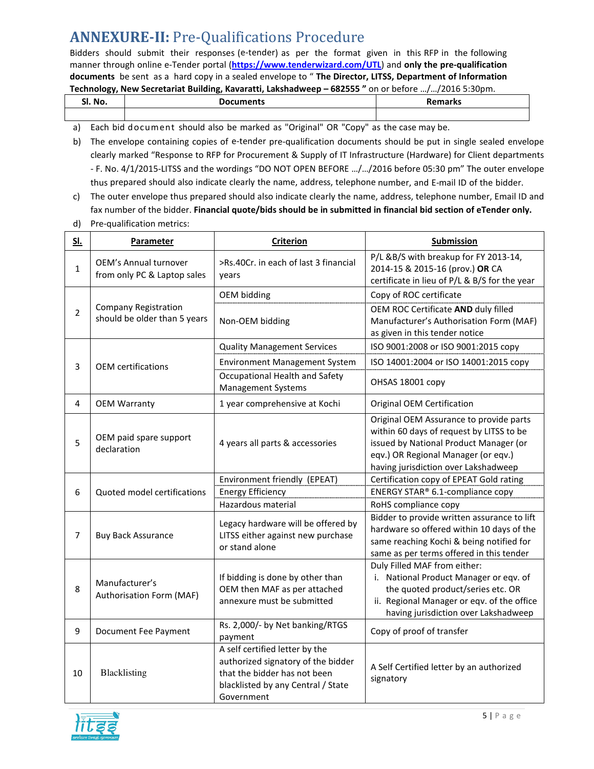# ANNEXURE-II: Pre-Qualifications Procedure

Bidders should submit their responses (e-tender) as per the format given in this RFP in the following manner through online e-Tender portal (**https://www.tenderwizard.com/UTL**) and **only the pre-qualification documents** be sent as a hard copy in a sealed envelope to " **The Director, LITSS, Department of Information Technology, New Secretariat Building, Kavaratti, Lakshadweep – 682555** " on or before …/…/2016 5:30pm.

| Sl. No. | Documents | Remarks |
|---|---|---|
| | | |

a) Each bid document should also be marked as "Original" OR "Copy" as the case may be.

b) The envelope containing copies of e-tender pre-qualification documents should be put in single sealed envelope clearly marked "Response to RFP for Procurement & Supply of IT Infrastructure (Hardware) for Client departments - F. No. 4/1/2015-LITSS and the wordings "DO NOT OPEN BEFORE …/…/2016 before 05:30 pm" The outer envelope thus prepared should also indicate clearly the name, address, telephone number, and E-mail ID of the bidder.

c) The outer envelope thus prepared should also indicate clearly the name, address, telephone number, Email ID and fax number of the bidder. **Financial quote/bids should be in submitted in financial bid section of eTender only.**

d) Pre-qualification metrics:

| Sl. | Parameter | Criterion | Submission |
|---|---|---|---|
| 1 | OEM's Annual turnover from only PC & Laptop sales | >Rs.40Cr. in each of last 3 financial years | P/L &B/S with breakup for FY 2013-14, 2014-15 & 2015-16 (prov.) **OR** CA certificate in lieu of P/L & B/S for the year |
| 2 | Company Registration should be older than 5 years | OEM bidding | Copy of ROC certificate |
| | | Non-OEM bidding | OEM ROC Certificate **AND** duly filled Manufacturer's Authorisation Form (MAF) as given in this tender notice |
| 3 | OEM certifications | Quality Management Services | ISO 9001:2008 or ISO 9001:2015 copy |
| | | Environment Management System | ISO 14001:2004 or ISO 14001:2015 copy |
| | | Occupational Health and Safety Management Systems | OHSAS 18001 copy |
| 4 | OEM Warranty | 1 year comprehensive at Kochi | Original OEM Certification |
| 5 | OEM paid spare support declaration | 4 years all parts & accessories | Original OEM Assurance to provide parts within 60 days of request by LITSS to be issued by National Product Manager (or eqv.) OR Regional Manager (or eqv.) having jurisdiction over Lakshadweep |
| 6 | Quoted model certifications | Environment friendly (EPEAT) | Certification copy of EPEAT Gold rating |
| | | Energy Efficiency | ENERGY STAR® 6.1-compliance copy |
| | | Hazardous material | RoHS compliance copy |
| 7 | Buy Back Assurance | Legacy hardware will be offered by LITSS either against new purchase or stand alone | Bidder to provide written assurance to lift hardware so offered within 10 days of the same reaching Kochi & being notified for same as per terms offered in this tender |
| 8 | Manufacturer's Authorisation Form (MAF) | If bidding is done by other than OEM then MAF as per attached annexure must be submitted | Duly Filled MAF from either: i. National Product Manager or eqv. of the quoted product/series etc. OR ii. Regional Manager or eqv. of the office having jurisdiction over Lakshadweep |
| 9 | Document Fee Payment | Rs. 2,000/- by Net banking/RTGS payment | Copy of proof of transfer |
| 10 | Blacklisting | A self certified letter by the authorized signatory of the bidder that the bidder has not been blacklisted by any Central / State Government | A Self Certified letter by an authorized signatory |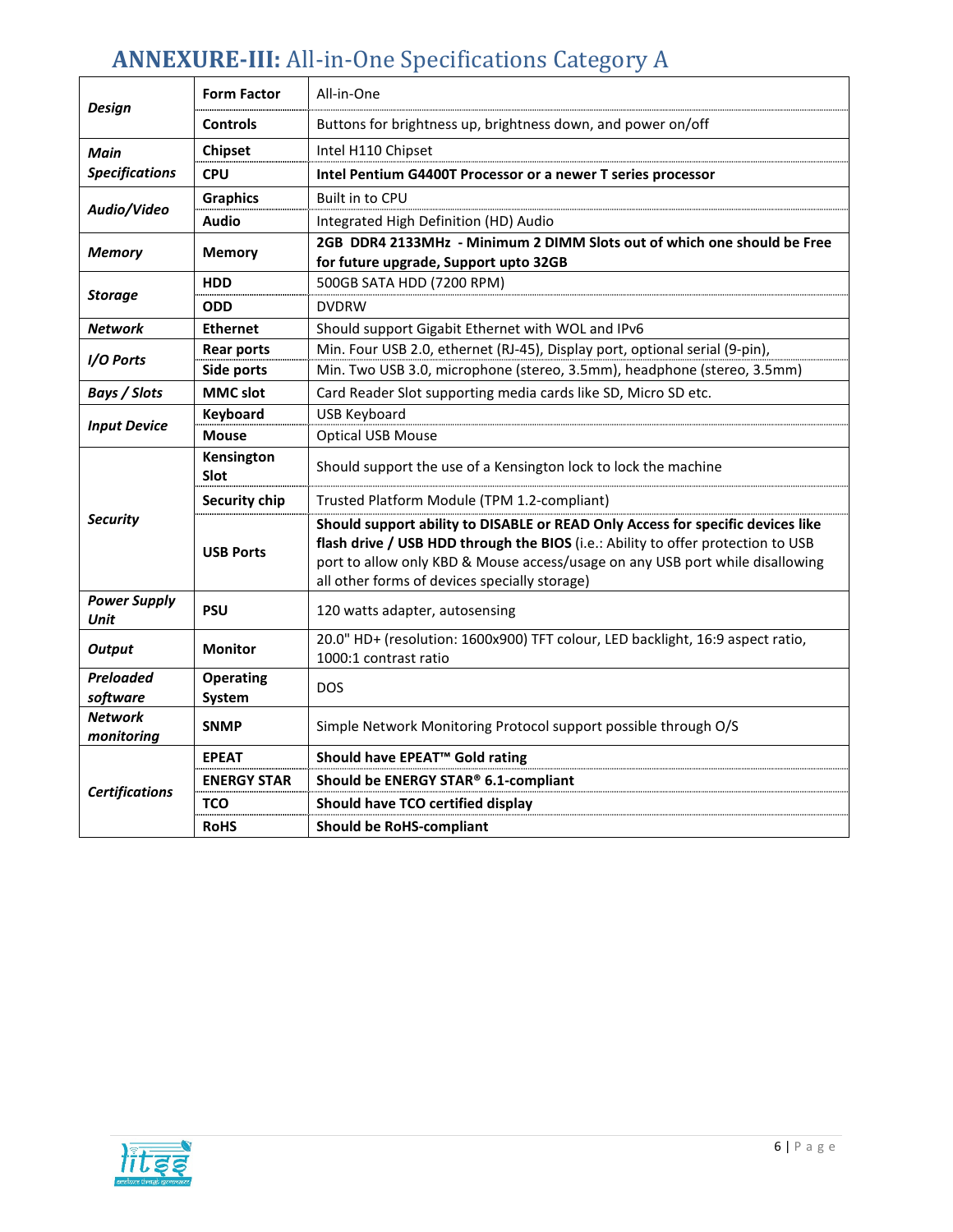# **ANNEXURE-III:** All-in-One Specifications Category A

| | | |
|---|---|---|
| ***Design*** | **Form Factor** | All-in-One |
| | **Controls** | Buttons for brightness up, brightness down, and power on/off |
| ***Main Specifications*** | **Chipset** | Intel H110 Chipset |
| | **CPU** | **Intel Pentium G4400T Processor or a newer T series processor** |
| ***Audio/Video*** | **Graphics** | Built in to CPU |
| | **Audio** | Integrated High Definition (HD) Audio |
| ***Memory*** | **Memory** | **2GB DDR4 2133MHz - Minimum 2 DIMM Slots out of which one should be Free for future upgrade, Support upto 32GB** |
| ***Storage*** | **HDD** | 500GB SATA HDD (7200 RPM) |
| | **ODD** | DVDRW |
| ***Network*** | **Ethernet** | Should support Gigabit Ethernet with WOL and IPv6 |
| ***I/O Ports*** | **Rear ports** | Min. Four USB 2.0, ethernet (RJ-45), Display port, optional serial (9-pin), |
| | **Side ports** | Min. Two USB 3.0, microphone (stereo, 3.5mm), headphone (stereo, 3.5mm) |
| ***Bays / Slots*** | **MMC slot** | Card Reader Slot supporting media cards like SD, Micro SD etc. |
| ***Input Device*** | **Keyboard** | USB Keyboard |
| | **Mouse** | Optical USB Mouse |
| ***Security*** | **Kensington Slot** | Should support the use of a Kensington lock to lock the machine |
| | **Security chip** | Trusted Platform Module (TPM 1.2-compliant) |
| | **USB Ports** | **Should support ability to DISABLE or READ Only Access for specific devices like flash drive / USB HDD through the BIOS** (i.e.: Ability to offer protection to USB port to allow only KBD & Mouse access/usage on any USB port while disallowing all other forms of devices specially storage) |
| ***Power Supply Unit*** | **PSU** | 120 watts adapter, autosensing |
| ***Output*** | **Monitor** | 20.0" HD+ (resolution: 1600x900) TFT colour, LED backlight, 16:9 aspect ratio, 1000:1 contrast ratio |
| ***Preloaded software*** | **Operating System** | DOS |
| ***Network monitoring*** | **SNMP** | Simple Network Monitoring Protocol support possible through O/S |
| ***Certifications*** | **EPEAT** | **Should have EPEAT™ Gold rating** |
| | **ENERGY STAR** | **Should be ENERGY STAR® 6.1-compliant** |
| | **TCO** | **Should have TCO certified display** |
| | **RoHS** | **Should be RoHS-compliant** |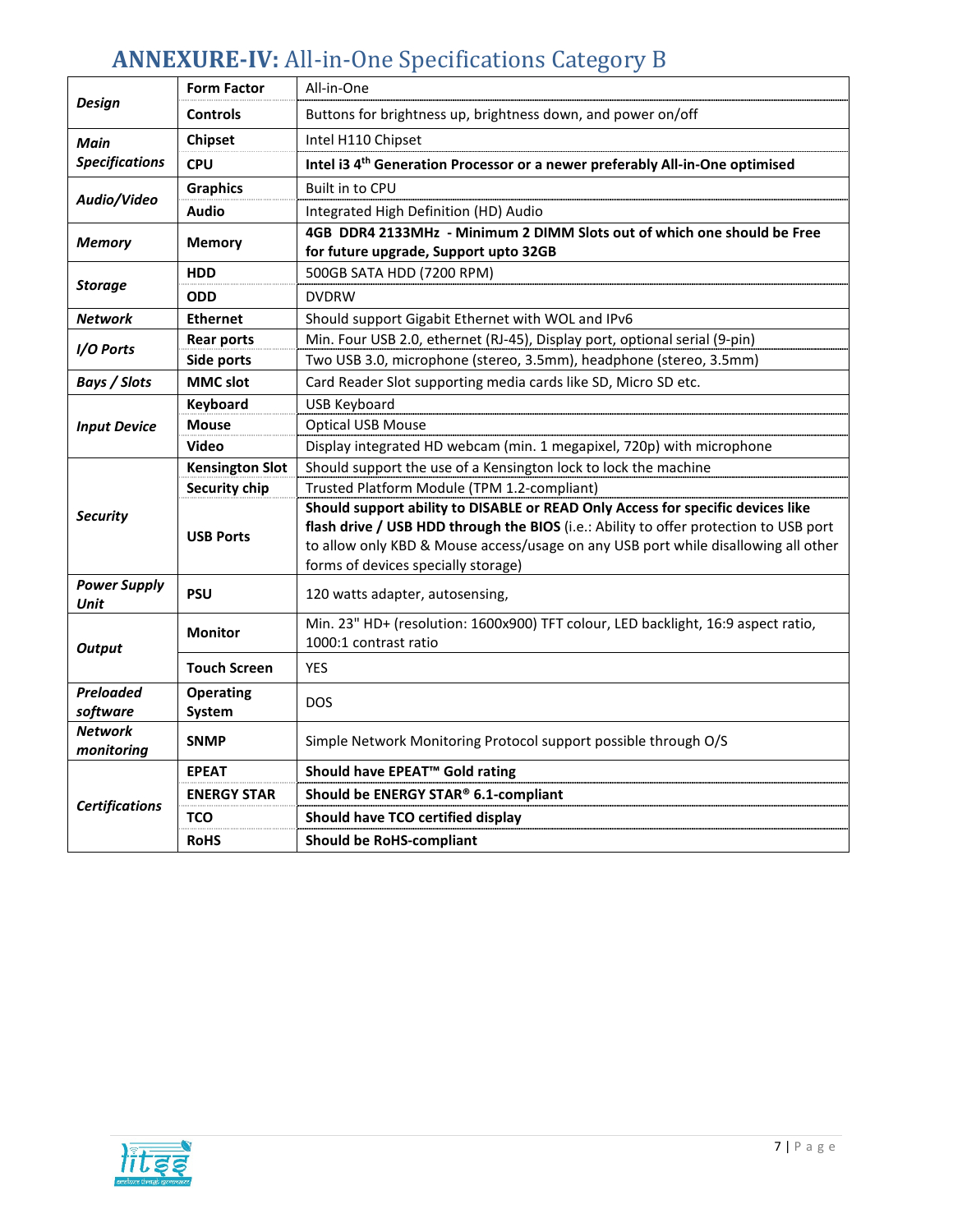# **ANNEXURE-IV:** All-in-One Specifications Category B

| | | |
|---|---|---|
| ***Design*** | **Form Factor** | All-in-One |
| | **Controls** | Buttons for brightness up, brightness down, and power on/off |
| ***Main Specifications*** | **Chipset** | Intel H110 Chipset |
| | **CPU** | **Intel i3 4th Generation Processor or a newer preferably All-in-One optimised** |
| ***Audio/Video*** | **Graphics** | Built in to CPU |
| | **Audio** | Integrated High Definition (HD) Audio |
| ***Memory*** | **Memory** | **4GB DDR4 2133MHz - Minimum 2 DIMM Slots out of which one should be Free for future upgrade, Support upto 32GB** |
| ***Storage*** | **HDD** | 500GB SATA HDD (7200 RPM) |
| | **ODD** | DVDRW |
| ***Network*** | **Ethernet** | Should support Gigabit Ethernet with WOL and IPv6 |
| ***I/O Ports*** | **Rear ports** | Min. Four USB 2.0, ethernet (RJ-45), Display port, optional serial (9-pin) |
| | **Side ports** | Two USB 3.0, microphone (stereo, 3.5mm), headphone (stereo, 3.5mm) |
| ***Bays / Slots*** | **MMC slot** | Card Reader Slot supporting media cards like SD, Micro SD etc. |
| ***Input Device*** | **Keyboard** | USB Keyboard |
| | **Mouse** | Optical USB Mouse |
| | **Video** | Display integrated HD webcam (min. 1 megapixel, 720p) with microphone |
| ***Security*** | **Kensington Slot** | Should support the use of a Kensington lock to lock the machine |
| | **Security chip** | Trusted Platform Module (TPM 1.2-compliant) |
| | **USB Ports** | **Should support ability to DISABLE or READ Only Access for specific devices like flash drive / USB HDD through the BIOS** (i.e.: Ability to offer protection to USB port to allow only KBD & Mouse access/usage on any USB port while disallowing all other forms of devices specially storage) |
| ***Power Supply Unit*** | **PSU** | 120 watts adapter, autosensing, |
| ***Output*** | **Monitor** | Min. 23" HD+ (resolution: 1600x900) TFT colour, LED backlight, 16:9 aspect ratio, 1000:1 contrast ratio |
| | **Touch Screen** | YES |
| ***Preloaded software*** | **Operating System** | DOS |
| ***Network monitoring*** | **SNMP** | Simple Network Monitoring Protocol support possible through O/S |
| ***Certifications*** | **EPEAT** | **Should have EPEAT™ Gold rating** |
| | **ENERGY STAR** | **Should be ENERGY STAR® 6.1-compliant** |
| | **TCO** | **Should have TCO certified display** |
| | **RoHS** | **Should be RoHS-compliant** |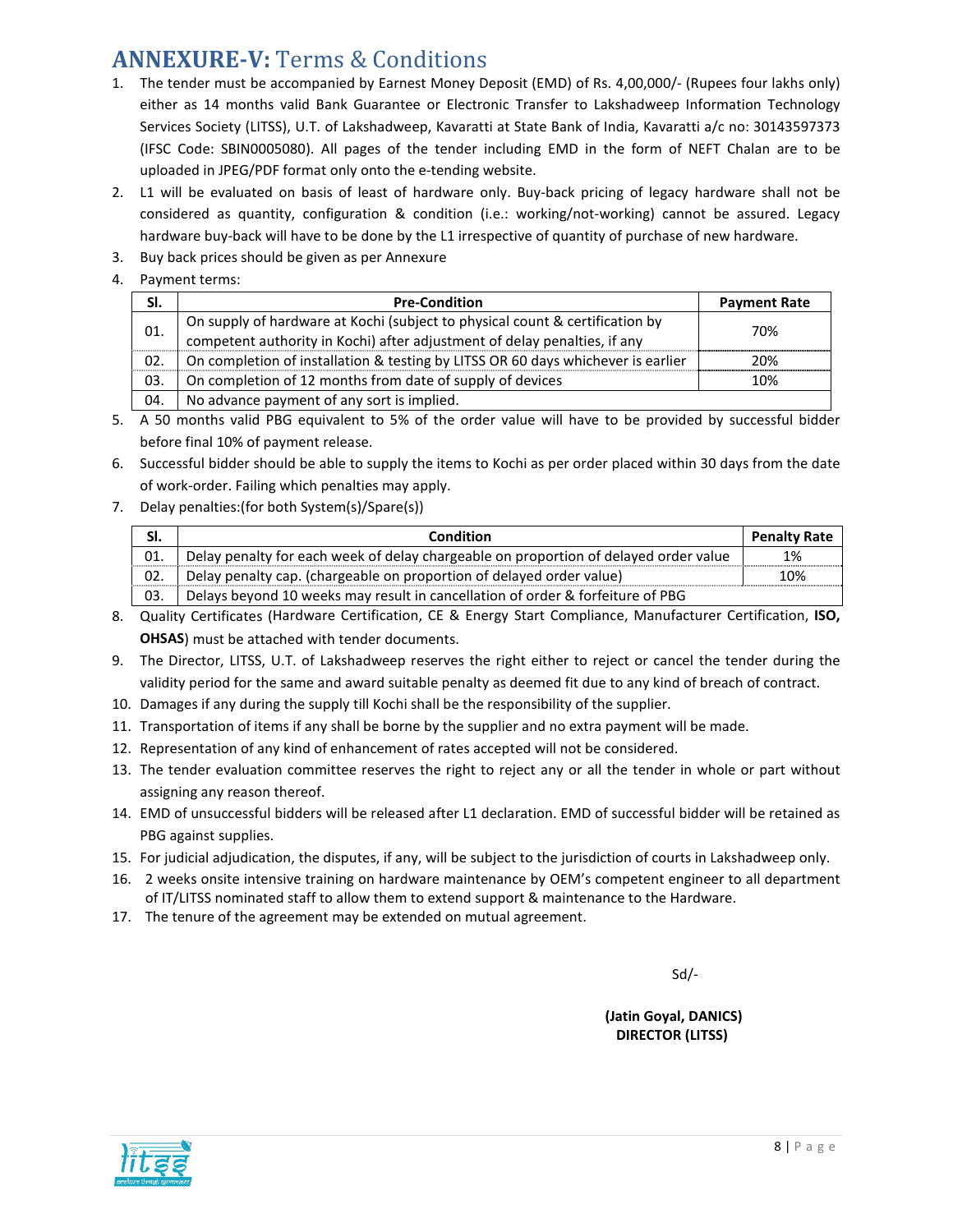# ANNEXURE-V: Terms & Conditions

1. The tender must be accompanied by Earnest Money Deposit (EMD) of Rs. 4,00,000/- (Rupees four lakhs only) either as 14 months valid Bank Guarantee or Electronic Transfer to Lakshadweep Information Technology Services Society (LITSS), U.T. of Lakshadweep, Kavaratti at State Bank of India, Kavaratti a/c no: 30143597373 (IFSC Code: SBIN0005080). All pages of the tender including EMD in the form of NEFT Chalan are to be uploaded in JPEG/PDF format only onto the e-tending website.
2. L1 will be evaluated on basis of least of hardware only. Buy-back pricing of legacy hardware shall not be considered as quantity, configuration & condition (i.e.: working/not-working) cannot be assured. Legacy hardware buy-back will have to be done by the L1 irrespective of quantity of purchase of new hardware.
3. Buy back prices should be given as per Annexure
4. Payment terms:

| Sl. | Pre-Condition | Payment Rate |
|---|---|---|
| 01. | On supply of hardware at Kochi (subject to physical count & certification by competent authority in Kochi) after adjustment of delay penalties, if any | 70% |
| 02. | On completion of installation & testing by LITSS OR 60 days whichever is earlier | 20% |
| 03. | On completion of 12 months from date of supply of devices | 10% |
| 04. | No advance payment of any sort is implied. | |

5. A 50 months valid PBG equivalent to 5% of the order value will have to be provided by successful bidder before final 10% of payment release.
6. Successful bidder should be able to supply the items to Kochi as per order placed within 30 days from the date of work-order. Failing which penalties may apply.
7. Delay penalties:(for both System(s)/Spare(s))

| Sl. | Condition | Penalty Rate |
|---|---|---|
| 01. | Delay penalty for each week of delay chargeable on proportion of delayed order value | 1% |
| 02. | Delay penalty cap. (chargeable on proportion of delayed order value) | 10% |
| 03. | Delays beyond 10 weeks may result in cancellation of order & forfeiture of PBG | |

8. Quality Certificates (Hardware Certification, CE & Energy Start Compliance, Manufacturer Certification, **ISO, OHSAS**) must be attached with tender documents.
9. The Director, LITSS, U.T. of Lakshadweep reserves the right either to reject or cancel the tender during the validity period for the same and award suitable penalty as deemed fit due to any kind of breach of contract.
10. Damages if any during the supply till Kochi shall be the responsibility of the supplier.
11. Transportation of items if any shall be borne by the supplier and no extra payment will be made.
12. Representation of any kind of enhancement of rates accepted will not be considered.
13. The tender evaluation committee reserves the right to reject any or all the tender in whole or part without assigning any reason thereof.
14. EMD of unsuccessful bidders will be released after L1 declaration. EMD of successful bidder will be retained as PBG against supplies.
15. For judicial adjudication, the disputes, if any, will be subject to the jurisdiction of courts in Lakshadweep only.
16. 2 weeks onsite intensive training on hardware maintenance by OEM's competent engineer to all department of IT/LITSS nominated staff to allow them to extend support & maintenance to the Hardware.
17. The tenure of the agreement may be extended on mutual agreement.

Sd/-

**(Jatin Goyal, DANICS)**
**DIRECTOR (LITSS)**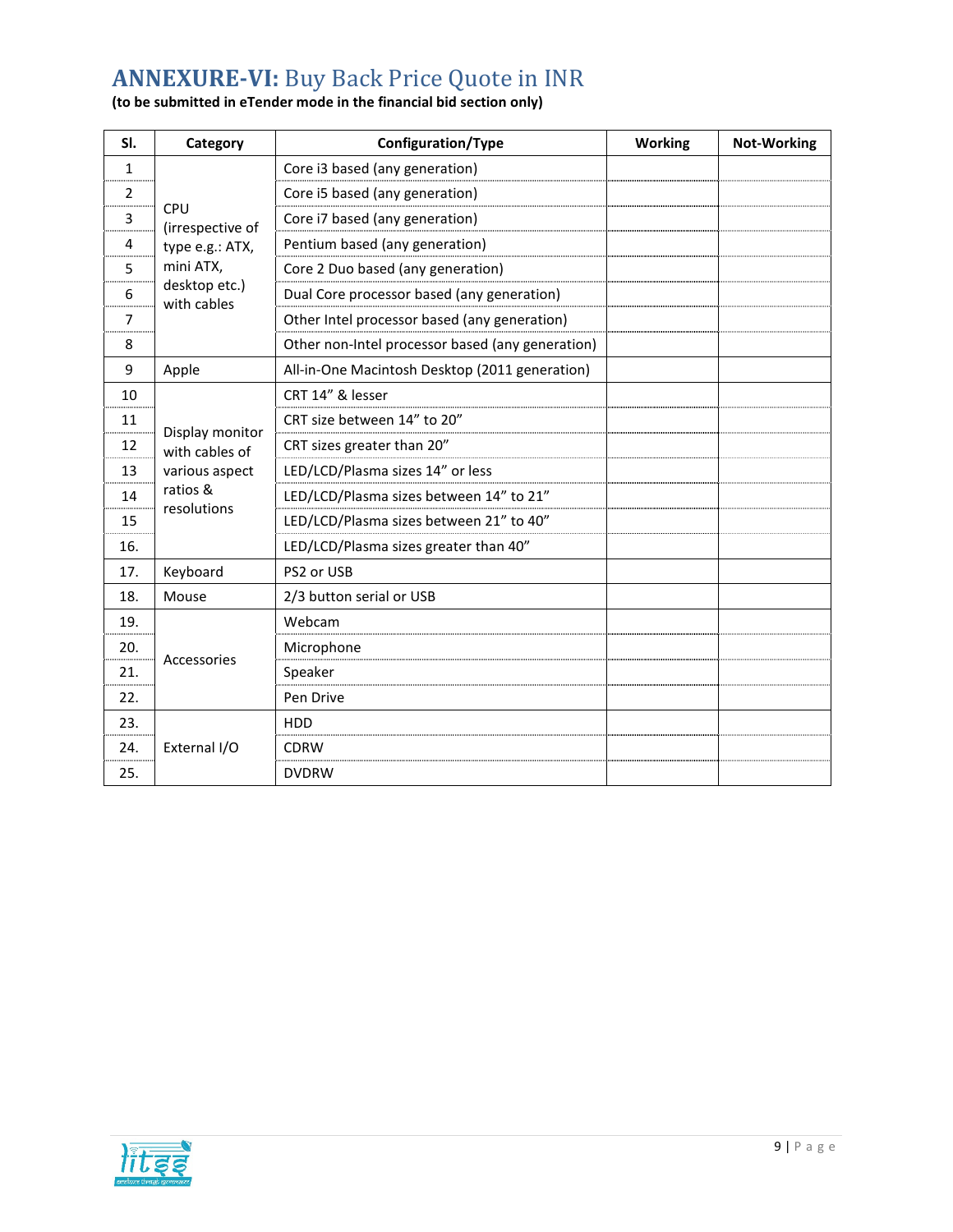## ANNEXURE-VI: Buy Back Price Quote in INR

**(to be submitted in eTender mode in the financial bid section only)**

| Sl. | Category | Configuration/Type | Working | Not-Working |
|---|---|---|---|---|
| 1 | CPU (irrespective of type e.g.: ATX, mini ATX, desktop etc.) with cables | Core i3 based (any generation) | | |
| 2 | | Core i5 based (any generation) | | |
| 3 | | Core i7 based (any generation) | | |
| 4 | | Pentium based (any generation) | | |
| 5 | | Core 2 Duo based (any generation) | | |
| 6 | | Dual Core processor based (any generation) | | |
| 7 | | Other Intel processor based (any generation) | | |
| 8 | | Other non-Intel processor based (any generation) | | |
| 9 | Apple | All-in-One Macintosh Desktop (2011 generation) | | |
| 10 | Display monitor with cables of various aspect ratios & resolutions | CRT 14" & lesser | | |
| 11 | | CRT size between 14" to 20" | | |
| 12 | | CRT sizes greater than 20" | | |
| 13 | | LED/LCD/Plasma sizes 14" or less | | |
| 14 | | LED/LCD/Plasma sizes between 14" to 21" | | |
| 15 | | LED/LCD/Plasma sizes between 21" to 40" | | |
| 16. | | LED/LCD/Plasma sizes greater than 40" | | |
| 17. | Keyboard | PS2 or USB | | |
| 18. | Mouse | 2/3 button serial or USB | | |
| 19. | Accessories | Webcam | | |
| 20. | | Microphone | | |
| 21. | | Speaker | | |
| 22. | | Pen Drive | | |
| 23. | External I/O | HDD | | |
| 24. | | CDRW | | |
| 25. | | DVDRW | | |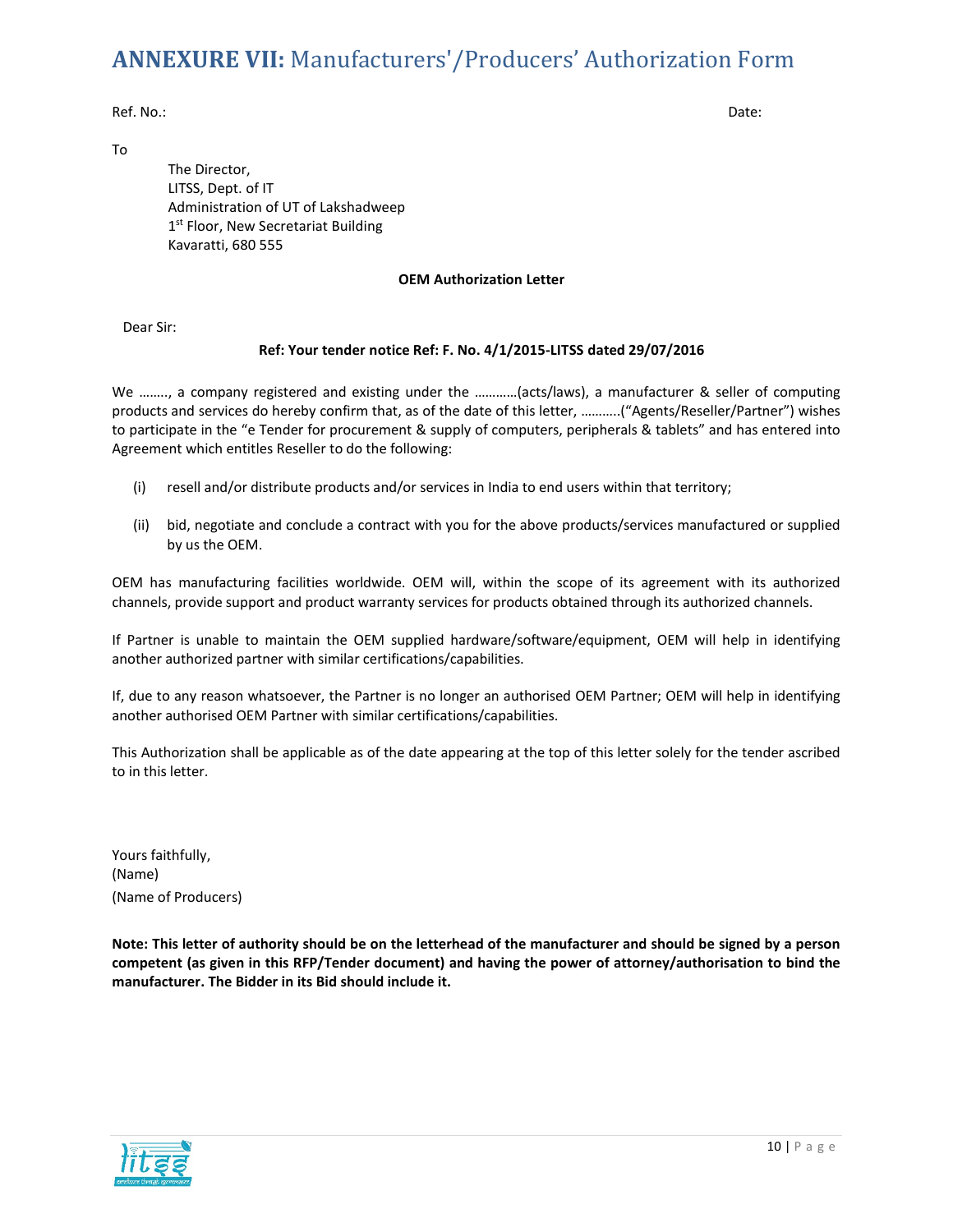# **ANNEXURE VII:** Manufacturers'/Producers' Authorization Form

Ref. No.: Date:

To

The Director,
LITSS, Dept. of IT
Administration of UT of Lakshadweep
1st Floor, New Secretariat Building
Kavaratti, 680 555

**OEM Authorization Letter**

Dear Sir:

**Ref: Your tender notice Ref: F. No. 4/1/2015-LITSS dated 29/07/2016**

We …….., a company registered and existing under the …………(acts/laws), a manufacturer & seller of computing products and services do hereby confirm that, as of the date of this letter, ………..("Agents/Reseller/Partner") wishes to participate in the "e Tender for procurement & supply of computers, peripherals & tablets" and has entered into Agreement which entitles Reseller to do the following:

(i) resell and/or distribute products and/or services in India to end users within that territory;

(ii) bid, negotiate and conclude a contract with you for the above products/services manufactured or supplied by us the OEM.

OEM has manufacturing facilities worldwide. OEM will, within the scope of its agreement with its authorized channels, provide support and product warranty services for products obtained through its authorized channels.

If Partner is unable to maintain the OEM supplied hardware/software/equipment, OEM will help in identifying another authorized partner with similar certifications/capabilities.

If, due to any reason whatsoever, the Partner is no longer an authorised OEM Partner; OEM will help in identifying another authorised OEM Partner with similar certifications/capabilities.

This Authorization shall be applicable as of the date appearing at the top of this letter solely for the tender ascribed to in this letter.

Yours faithfully,
(Name)
(Name of Producers)

**Note: This letter of authority should be on the letterhead of the manufacturer and should be signed by a person competent (as given in this RFP/Tender document) and having the power of attorney/authorisation to bind the manufacturer. The Bidder in its Bid should include it.**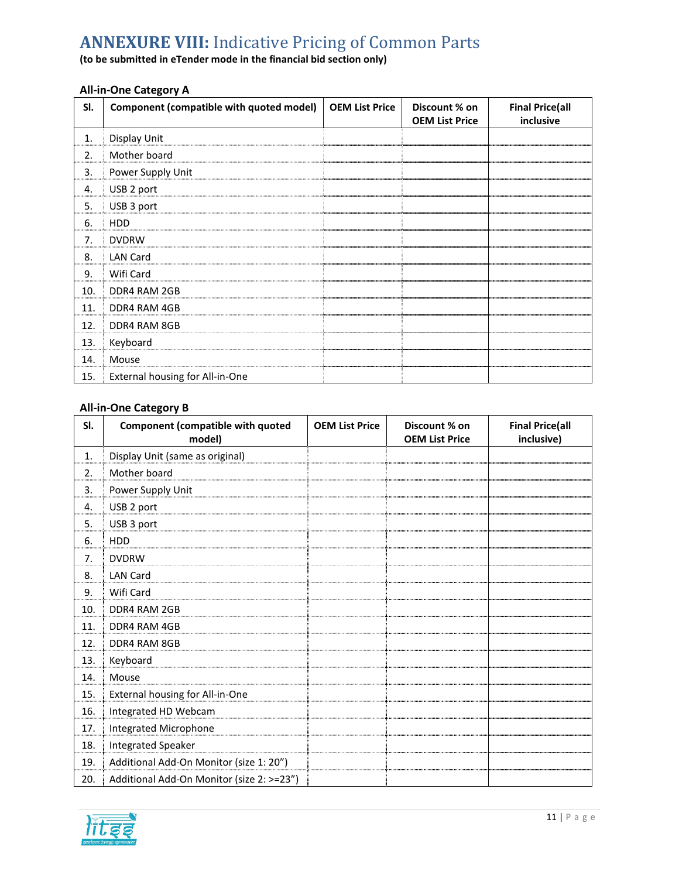# ANNEXURE VIII: Indicative Pricing of Common Parts

**(to be submitted in eTender mode in the financial bid section only)**

**All-in-One Category A**

| Sl. | Component (compatible with quoted model) | OEM List Price | Discount % on OEM List Price | Final Price(all inclusive |
|---|---|---|---|---|
| 1. | Display Unit | | | |
| 2. | Mother board | | | |
| 3. | Power Supply Unit | | | |
| 4. | USB 2 port | | | |
| 5. | USB 3 port | | | |
| 6. | HDD | | | |
| 7. | DVDRW | | | |
| 8. | LAN Card | | | |
| 9. | Wifi Card | | | |
| 10. | DDR4 RAM 2GB | | | |
| 11. | DDR4 RAM 4GB | | | |
| 12. | DDR4 RAM 8GB | | | |
| 13. | Keyboard | | | |
| 14. | Mouse | | | |
| 15. | External housing for All-in-One | | | |

**All-in-One Category B**

| Sl. | Component (compatible with quoted model) | OEM List Price | Discount % on OEM List Price | Final Price(all inclusive) |
|---|---|---|---|---|
| 1. | Display Unit (same as original) | | | |
| 2. | Mother board | | | |
| 3. | Power Supply Unit | | | |
| 4. | USB 2 port | | | |
| 5. | USB 3 port | | | |
| 6. | HDD | | | |
| 7. | DVDRW | | | |
| 8. | LAN Card | | | |
| 9. | Wifi Card | | | |
| 10. | DDR4 RAM 2GB | | | |
| 11. | DDR4 RAM 4GB | | | |
| 12. | DDR4 RAM 8GB | | | |
| 13. | Keyboard | | | |
| 14. | Mouse | | | |
| 15. | External housing for All-in-One | | | |
| 16. | Integrated HD Webcam | | | |
| 17. | Integrated Microphone | | | |
| 18. | Integrated Speaker | | | |
| 19. | Additional Add-On Monitor (size 1: 20") | | | |
| 20. | Additional Add-On Monitor (size 2: >=23") | | | |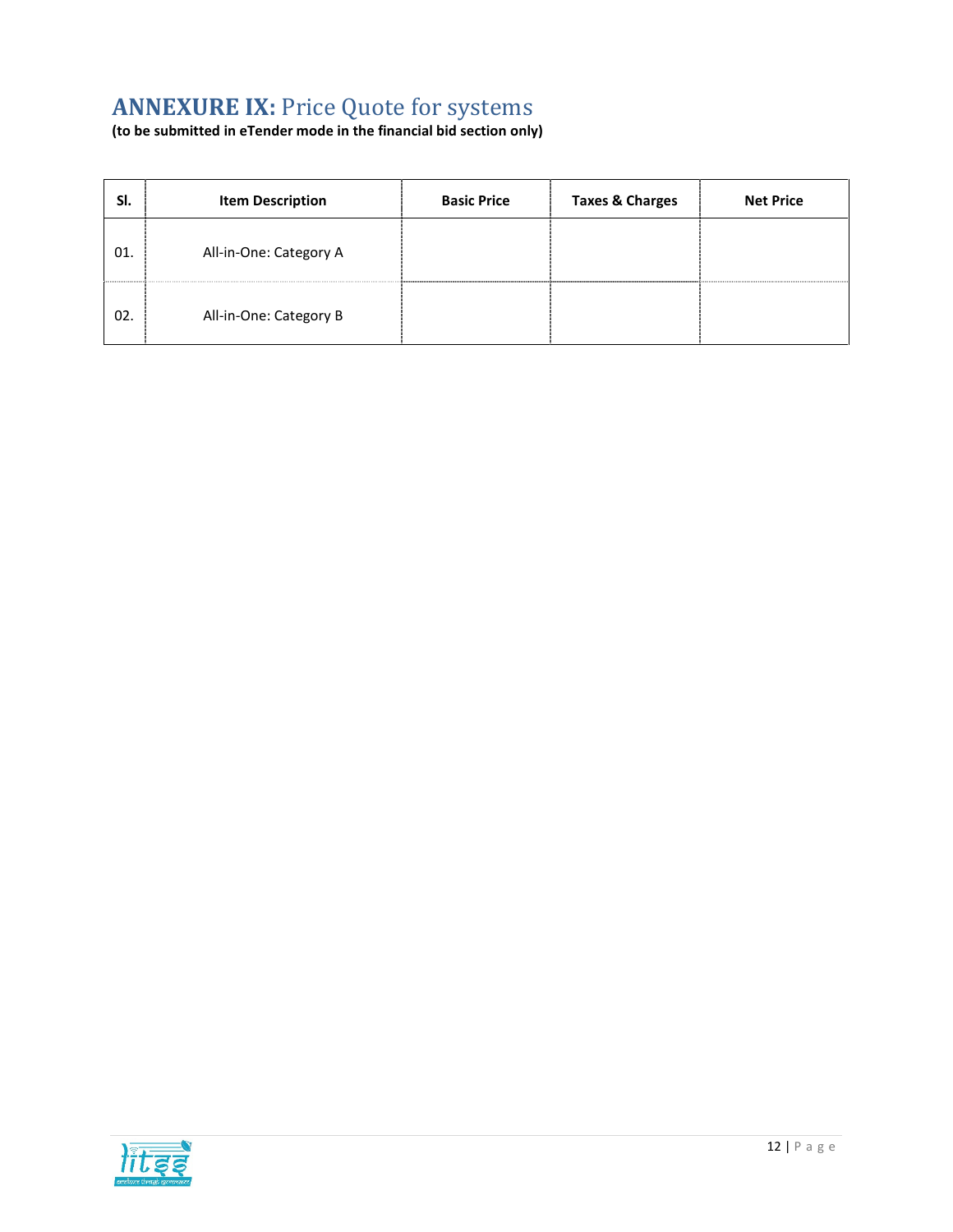# ANNEXURE IX: Price Quote for systems

**(to be submitted in eTender mode in the financial bid section only)**

| Sl. | Item Description | Basic Price | Taxes & Charges | Net Price |
|---|---|---|---|---|
| 01. | All-in-One: Category A | | | |
| 02. | All-in-One: Category B | | | |